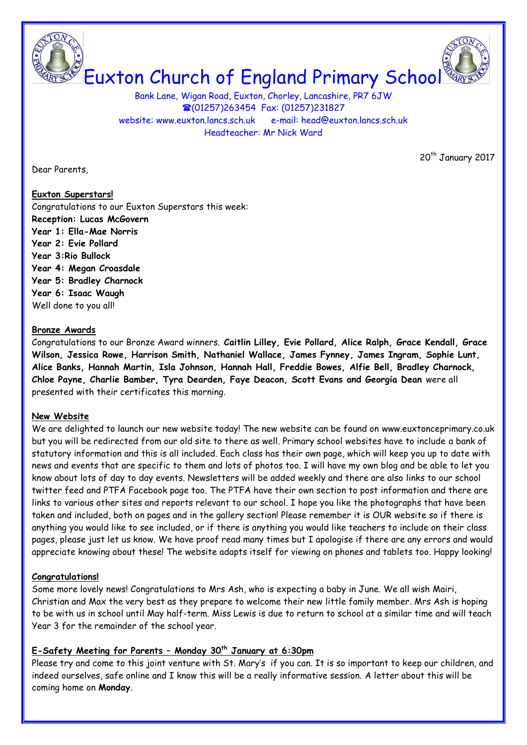# Euxton Church of England Primary School

Bank Lane, Wigan Road, Euxton, Chorley, Lancashire, PR7 6JW
☎(01257)263454 Fax: (01257)231827
website: www.euxton.lancs.sch.uk e-mail: head@euxton.lancs.sch.uk
Headteacher: Mr Nick Ward

20th January 2017

Dear Parents,

**Euxton Superstars!**

Congratulations to our Euxton Superstars this week:

**Reception: Lucas McGovern**
**Year 1: Ella-Mae Norris**
**Year 2: Evie Pollard**
**Year 3:Rio Bullock**
**Year 4: Megan Croasdale**
**Year 5: Bradley Charnock**
**Year 6: Isaac Waugh**

Well done to you all!

**Bronze Awards**

Congratulations to our Bronze Award winners. **Caitlin Lilley, Evie Pollard, Alice Ralph, Grace Kendall, Grace Wilson, Jessica Rowe, Harrison Smith, Nathaniel Wallace, James Fynney, James Ingram, Sophie Lunt, Alice Banks, Hannah Martin, Isla Johnson, Hannah Hall, Freddie Bowes, Alfie Bell, Bradley Charnock, Chloe Payne, Charlie Bamber, Tyra Dearden, Faye Deacon, Scott Evans and Georgia Dean** were all presented with their certificates this morning.

**New Website**

We are delighted to launch our new website today! The new website can be found on www.euxtonceprimary.co.uk but you will be redirected from our old site to there as well. Primary school websites have to include a bank of statutory information and this is all included. Each class has their own page, which will keep you up to date with news and events that are specific to them and lots of photos too. I will have my own blog and be able to let you know about lots of day to day events. Newsletters will be added weekly and there are also links to our school twitter feed and PTFA Facebook page too. The PTFA have their own section to post information and there are links to various other sites and reports relevant to our school. I hope you like the photographs that have been taken and included, both on pages and in the gallery section! Please remember it is OUR website so if there is anything you would like to see included, or if there is anything you would like teachers to include on their class pages, please just let us know. We have proof read many times but I apologise if there are any errors and would appreciate knowing about these! The website adapts itself for viewing on phones and tablets too. Happy looking!

**Congratulations!**

Some more lovely news! Congratulations to Mrs Ash, who is expecting a baby in June. We all wish Mairi, Christian and Max the very best as they prepare to welcome their new little family member. Mrs Ash is hoping to be with us in school until May half-term. Miss Lewis is due to return to school at a similar time and will teach Year 3 for the remainder of the school year.

**E-Safety Meeting for Parents – Monday 30th January at 6:30pm**

Please try and come to this joint venture with St. Mary's if you can. It is so important to keep our children, and indeed ourselves, safe online and I know this will be a really informative session. A letter about this will be coming home on **Monday**.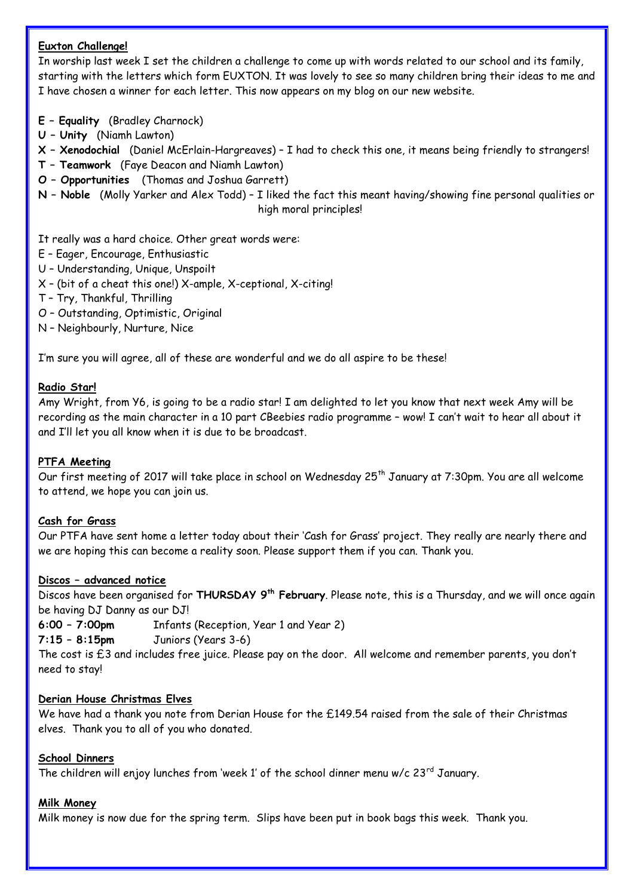**Euxton Challenge!**

In worship last week I set the children a challenge to come up with words related to our school and its family, starting with the letters which form EUXTON. It was lovely to see so many children bring their ideas to me and I have chosen a winner for each letter. This now appears on my blog on our new website.

**E – Equality** (Bradley Charnock)
**U – Unity** (Niamh Lawton)
**X – Xenodochial** (Daniel McErlain-Hargreaves) – I had to check this one, it means being friendly to strangers!
**T – Teamwork** (Faye Deacon and Niamh Lawton)
**O – Opportunities** (Thomas and Joshua Garrett)
**N – Noble** (Molly Yarker and Alex Todd) – I liked the fact this meant having/showing fine personal qualities or high moral principles!

It really was a hard choice. Other great words were:
E – Eager, Encourage, Enthusiastic
U – Understanding, Unique, Unspoilt
X – (bit of a cheat this one!) X-ample, X-ceptional, X-citing!
T – Try, Thankful, Thrilling
O – Outstanding, Optimistic, Original
N – Neighbourly, Nurture, Nice

I'm sure you will agree, all of these are wonderful and we do all aspire to be these!

**Radio Star!**

Amy Wright, from Y6, is going to be a radio star! I am delighted to let you know that next week Amy will be recording as the main character in a 10 part CBeebies radio programme – wow! I can't wait to hear all about it and I'll let you all know when it is due to be broadcast.

**PTFA Meeting**

Our first meeting of 2017 will take place in school on Wednesday 25th January at 7:30pm. You are all welcome to attend, we hope you can join us.

**Cash for Grass**

Our PTFA have sent home a letter today about their 'Cash for Grass' project. They really are nearly there and we are hoping this can become a reality soon. Please support them if you can. Thank you.

**Discos – advanced notice**

Discos have been organised for **THURSDAY 9th February**. Please note, this is a Thursday, and we will once again be having DJ Danny as our DJ!

**6:00 – 7:00pm** Infants (Reception, Year 1 and Year 2)
**7:15 – 8:15pm** Juniors (Years 3-6)

The cost is £3 and includes free juice. Please pay on the door. All welcome and remember parents, you don't need to stay!

**Derian House Christmas Elves**

We have had a thank you note from Derian House for the £149.54 raised from the sale of their Christmas elves. Thank you to all of you who donated.

**School Dinners**

The children will enjoy lunches from 'week 1' of the school dinner menu w/c 23rd January.

**Milk Money**

Milk money is now due for the spring term. Slips have been put in book bags this week. Thank you.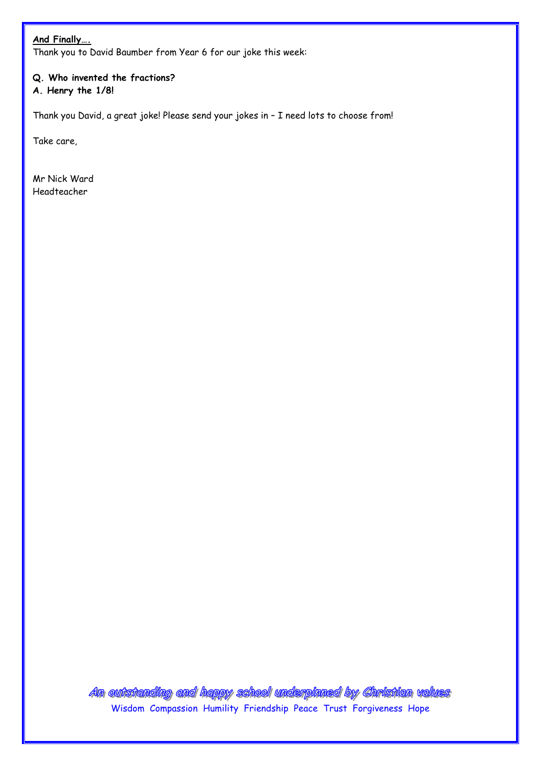**And Finally….**

Thank you to David Baumber from Year 6 for our joke this week:

**Q. Who invented the fractions?**
**A. Henry the 1/8!**

Thank you David, a great joke! Please send your jokes in – I need lots to choose from!

Take care,

Mr Nick Ward
Headteacher

*An outstanding and happy school underpinned by Christian values*

Wisdom Compassion Humility Friendship Peace Trust Forgiveness Hope